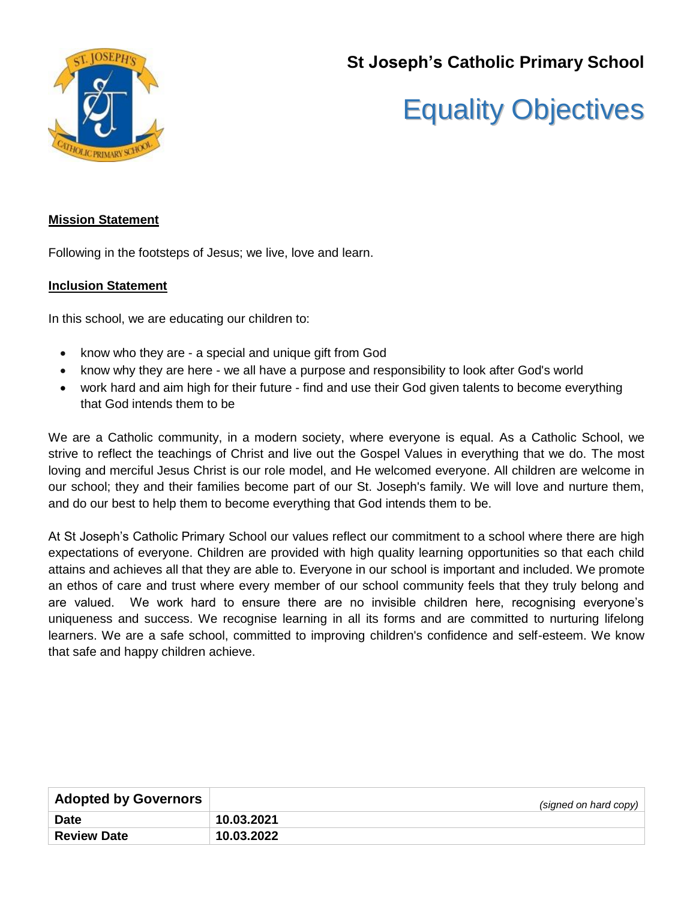**St Joseph's Catholic Primary School**

# Equality Objectives

**Mission Statement**

Following in the footsteps of Jesus; we live, love and learn.

**Inclusion Statement**

In this school, we are educating our children to:

- know who they are - a special and unique gift from God
- know why they are here - we all have a purpose and responsibility to look after God's world
- work hard and aim high for their future - find and use their God given talents to become everything that God intends them to be

We are a Catholic community, in a modern society, where everyone is equal. As a Catholic School, we strive to reflect the teachings of Christ and live out the Gospel Values in everything that we do. The most loving and merciful Jesus Christ is our role model, and He welcomed everyone. All children are welcome in our school; they and their families become part of our St. Joseph's family. We will love and nurture them, and do our best to help them to become everything that God intends them to be.

At St Joseph's Catholic Primary School our values reflect our commitment to a school where there are high expectations of everyone. Children are provided with high quality learning opportunities so that each child attains and achieves all that they are able to. Everyone in our school is important and included. We promote an ethos of care and trust where every member of our school community feels that they truly belong and are valued. We work hard to ensure there are no invisible children here, recognising everyone's uniqueness and success. We recognise learning in all its forms and are committed to nurturing lifelong learners. We are a safe school, committed to improving children's confidence and self-esteem. We know that safe and happy children achieve.

| **Adopted by Governors** | *(signed on hard copy)* |
|---|---|
| **Date** | **10.03.2021** |
| **Review Date** | **10.03.2022** |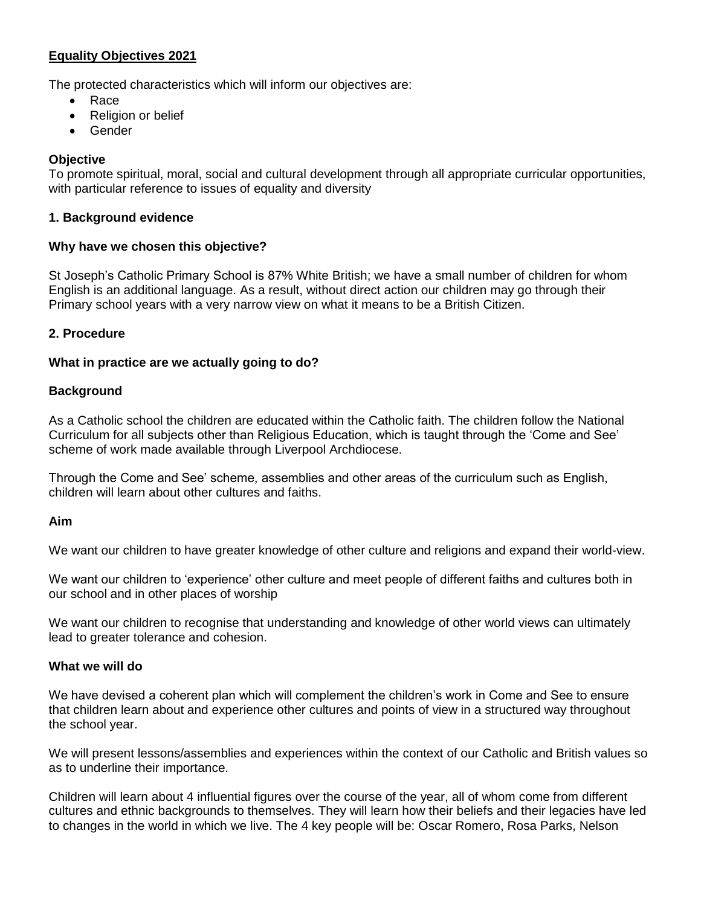**Equality Objectives 2021**

The protected characteristics which will inform our objectives are:

- Race
- Religion or belief
- Gender

**Objective**

To promote spiritual, moral, social and cultural development through all appropriate curricular opportunities, with particular reference to issues of equality and diversity

**1. Background evidence**

**Why have we chosen this objective?**

St Joseph's Catholic Primary School is 87% White British; we have a small number of children for whom English is an additional language. As a result, without direct action our children may go through their Primary school years with a very narrow view on what it means to be a British Citizen.

**2. Procedure**

**What in practice are we actually going to do?**

**Background**

As a Catholic school the children are educated within the Catholic faith. The children follow the National Curriculum for all subjects other than Religious Education, which is taught through the 'Come and See' scheme of work made available through Liverpool Archdiocese.

Through the Come and See' scheme, assemblies and other areas of the curriculum such as English, children will learn about other cultures and faiths.

**Aim**

We want our children to have greater knowledge of other culture and religions and expand their world-view.

We want our children to 'experience' other culture and meet people of different faiths and cultures both in our school and in other places of worship

We want our children to recognise that understanding and knowledge of other world views can ultimately lead to greater tolerance and cohesion.

**What we will do**

We have devised a coherent plan which will complement the children's work in Come and See to ensure that children learn about and experience other cultures and points of view in a structured way throughout the school year.

We will present lessons/assemblies and experiences within the context of our Catholic and British values so as to underline their importance.

Children will learn about 4 influential figures over the course of the year, all of whom come from different cultures and ethnic backgrounds to themselves. They will learn how their beliefs and their legacies have led to changes in the world in which we live. The 4 key people will be: Oscar Romero, Rosa Parks, Nelson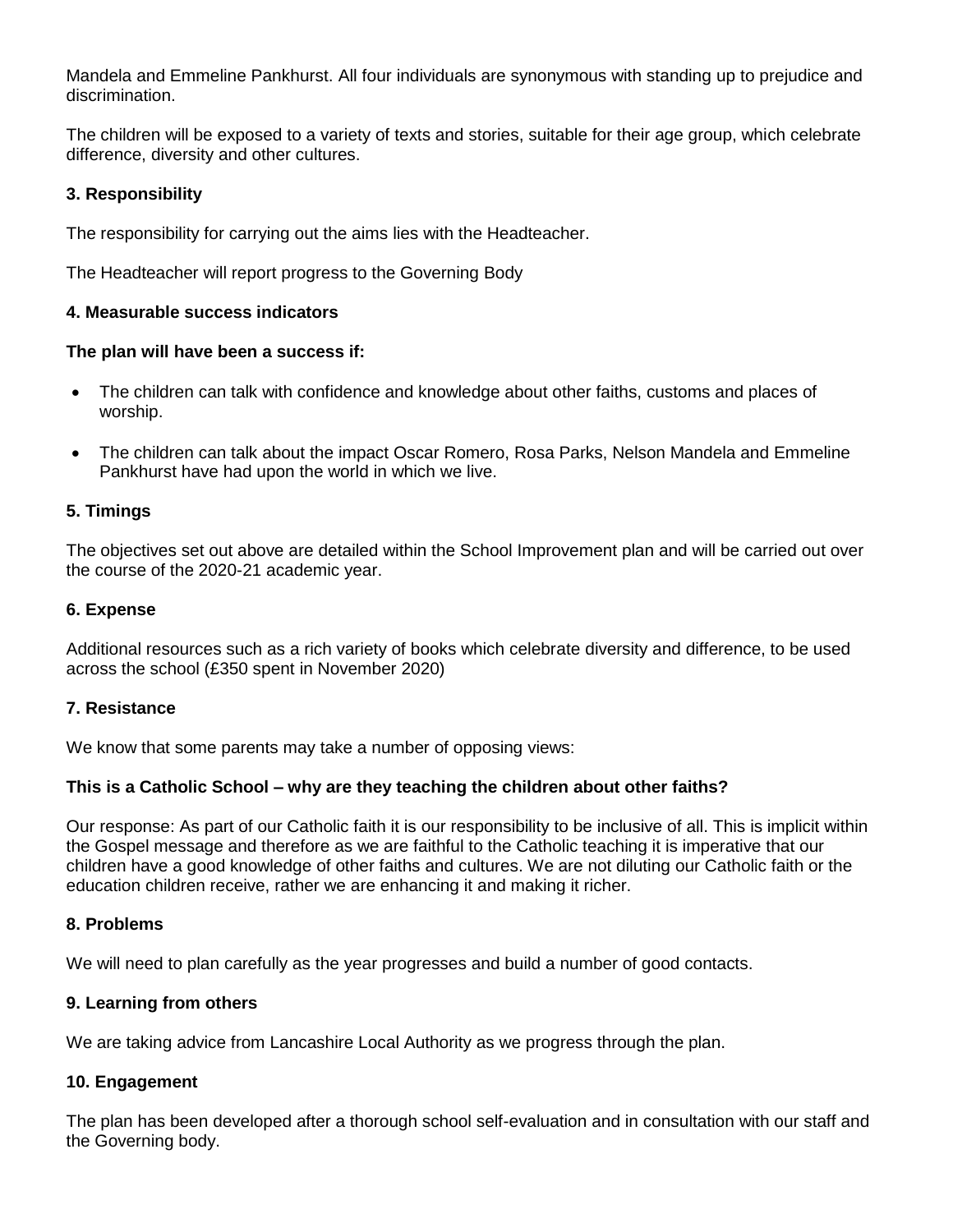Mandela and Emmeline Pankhurst. All four individuals are synonymous with standing up to prejudice and discrimination.

The children will be exposed to a variety of texts and stories, suitable for their age group, which celebrate difference, diversity and other cultures.

**3. Responsibility**

The responsibility for carrying out the aims lies with the Headteacher.

The Headteacher will report progress to the Governing Body

**4. Measurable success indicators**

**The plan will have been a success if:**

- The children can talk with confidence and knowledge about other faiths, customs and places of worship.
- The children can talk about the impact Oscar Romero, Rosa Parks, Nelson Mandela and Emmeline Pankhurst have had upon the world in which we live.

**5. Timings**

The objectives set out above are detailed within the School Improvement plan and will be carried out over the course of the 2020-21 academic year.

**6. Expense**

Additional resources such as a rich variety of books which celebrate diversity and difference, to be used across the school (£350 spent in November 2020)

**7. Resistance**

We know that some parents may take a number of opposing views:

**This is a Catholic School – why are they teaching the children about other faiths?**

Our response: As part of our Catholic faith it is our responsibility to be inclusive of all. This is implicit within the Gospel message and therefore as we are faithful to the Catholic teaching it is imperative that our children have a good knowledge of other faiths and cultures. We are not diluting our Catholic faith or the education children receive, rather we are enhancing it and making it richer.

**8. Problems**

We will need to plan carefully as the year progresses and build a number of good contacts.

**9. Learning from others**

We are taking advice from Lancashire Local Authority as we progress through the plan.

**10. Engagement**

The plan has been developed after a thorough school self-evaluation and in consultation with our staff and the Governing body.